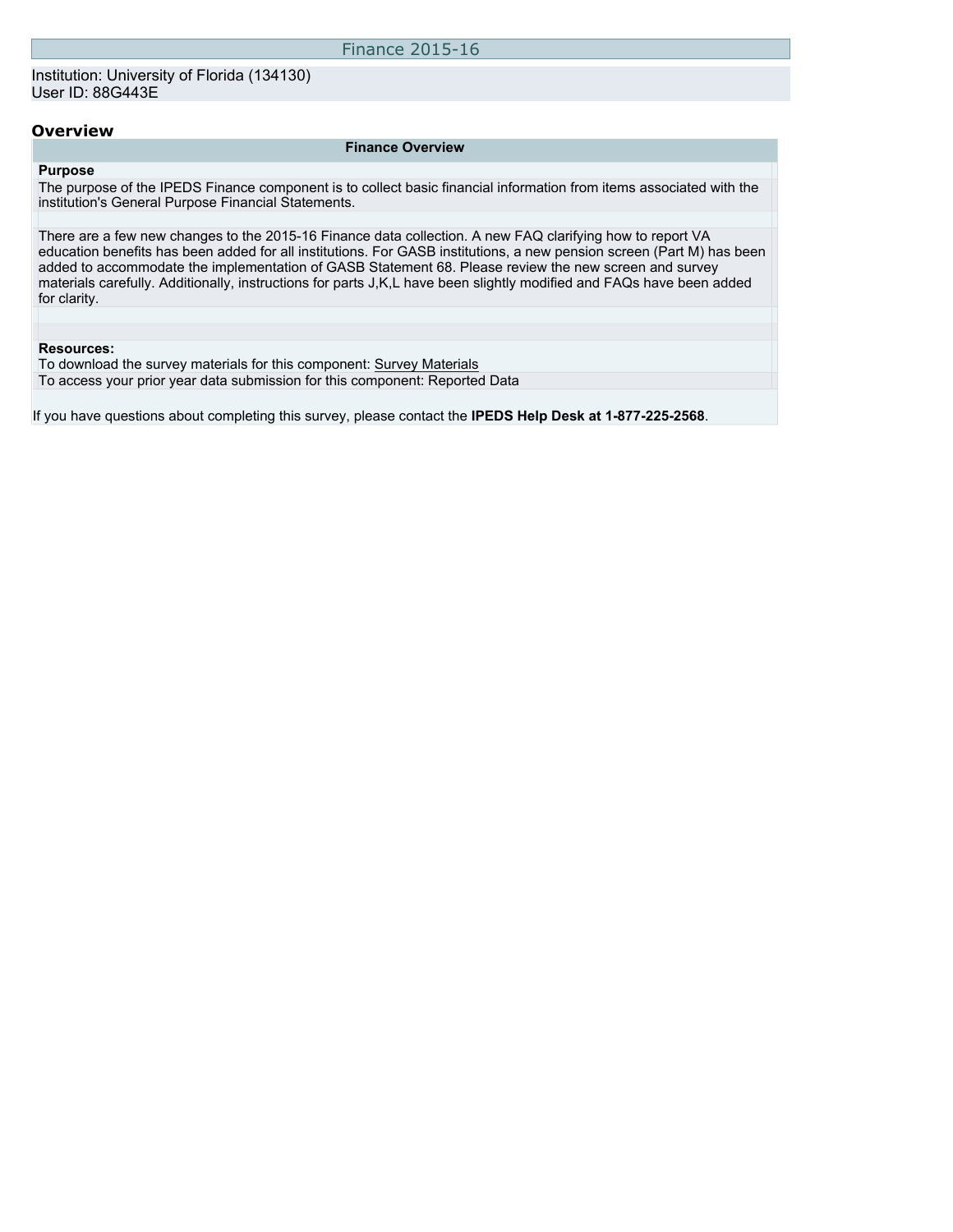# Finance 2015-16

Institution: University of Florida (134130)
User ID: 88G443E

## Overview

| Finance Overview |
|---|
| **Purpose** |
| The purpose of the IPEDS Finance component is to collect basic financial information from items associated with the institution's General Purpose Financial Statements. |
| There are a few new changes to the 2015-16 Finance data collection. A new FAQ clarifying how to report VA education benefits has been added for all institutions. For GASB institutions, a new pension screen (Part M) has been added to accommodate the implementation of GASB Statement 68. Please review the new screen and survey materials carefully. Additionally, instructions for parts J,K,L have been slightly modified and FAQs have been added for clarity. |
| **Resources:** |
| To download the survey materials for this component: Survey Materials |
| To access your prior year data submission for this component: Reported Data |

If you have questions about completing this survey, please contact the **IPEDS Help Desk at 1-877-225-2568**.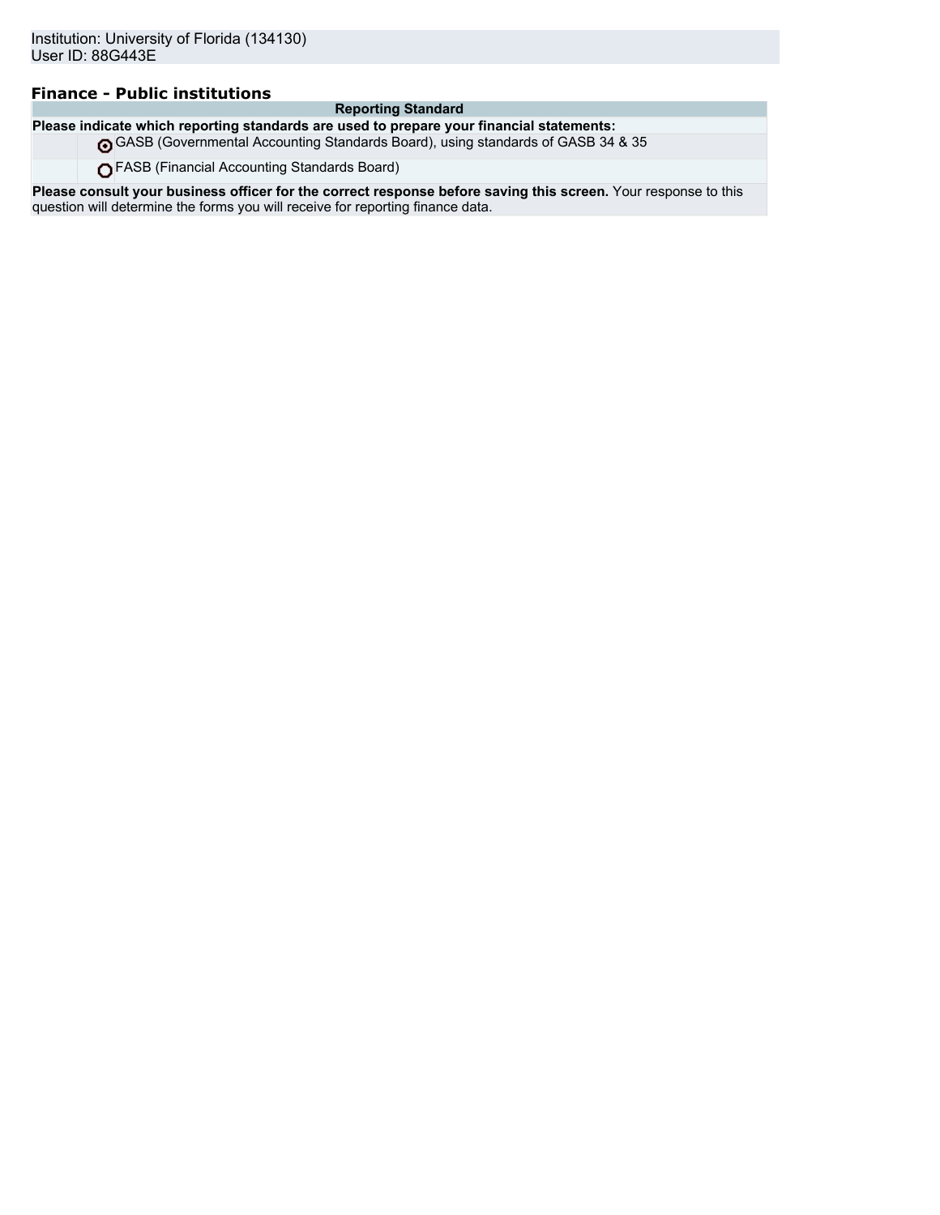Institution: University of Florida (134130)
User ID: 88G443E

### Finance - Public institutions

| Reporting Standard | |
|---|---|
| **Please indicate which reporting standards are used to prepare your financial statements:** | |
| ◉ | GASB (Governmental Accounting Standards Board), using standards of GASB 34 & 35 |
| ○ | FASB (Financial Accounting Standards Board) |

**Please consult your business officer for the correct response before saving this screen.** Your response to this question will determine the forms you will receive for reporting finance data.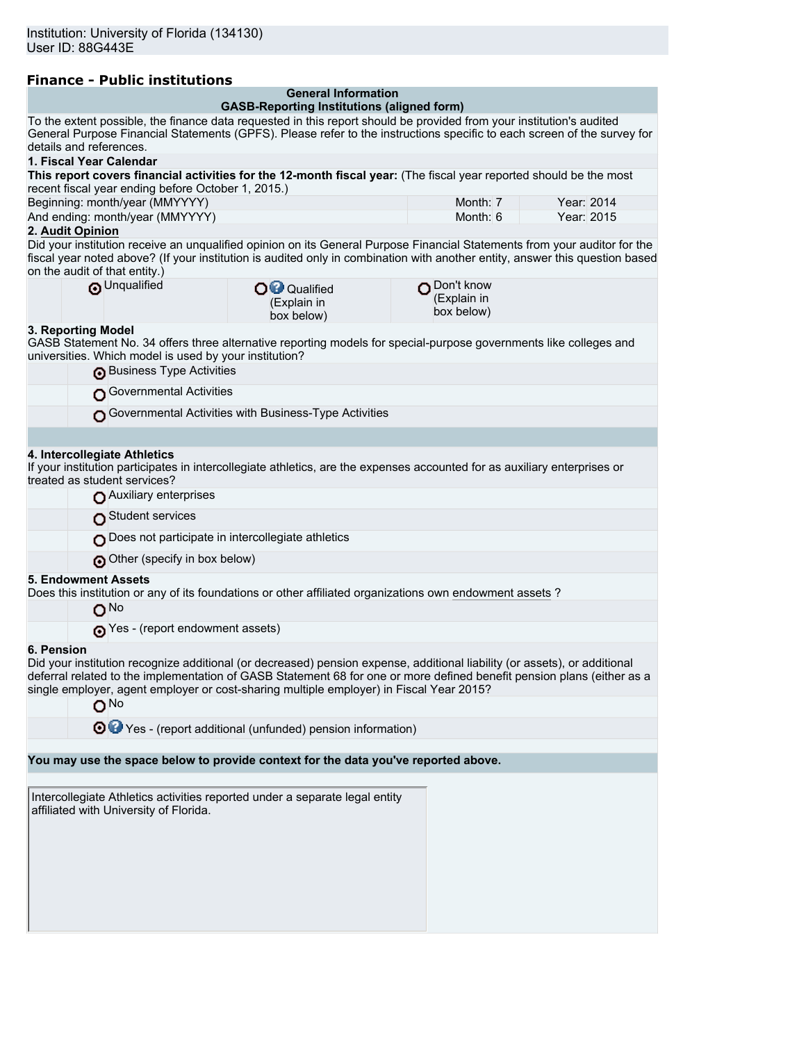Institution: University of Florida (134130)
User ID: 88G443E

## Finance - Public institutions

**General Information**
**GASB-Reporting Institutions (aligned form)**

To the extent possible, the finance data requested in this report should be provided from your institution's audited General Purpose Financial Statements (GPFS). Please refer to the instructions specific to each screen of the survey for details and references.

**1. Fiscal Year Calendar**

**This report covers financial activities for the 12-month fiscal year:** (The fiscal year reported should be the most recent fiscal year ending before October 1, 2015.)

| | | |
|---|---|---|
| Beginning: month/year (MMYYYY) | Month: 7 | Year: 2014 |
| And ending: month/year (MMYYYY) | Month: 6 | Year: 2015 |

**2. Audit Opinion**

Did your institution receive an unqualified opinion on its General Purpose Financial Statements from your auditor for the fiscal year noted above? (If your institution is audited only in combination with another entity, answer this question based on the audit of that entity.)

- (selected) Unqualified
- Qualified (Explain in box below)
- Don't know (Explain in box below)

**3. Reporting Model**

GASB Statement No. 34 offers three alternative reporting models for special-purpose governments like colleges and universities. Which model is used by your institution?

- (selected) Business Type Activities
- Governmental Activities
- Governmental Activities with Business-Type Activities

**4. Intercollegiate Athletics**

If your institution participates in intercollegiate athletics, are the expenses accounted for as auxiliary enterprises or treated as student services?

- Auxiliary enterprises
- Student services
- Does not participate in intercollegiate athletics
- (selected) Other (specify in box below)

**5. Endowment Assets**

Does this institution or any of its foundations or other affiliated organizations own endowment assets ?

- No
- (selected) Yes - (report endowment assets)

**6. Pension**

Did your institution recognize additional (or decreased) pension expense, additional liability (or assets), or additional deferral related to the implementation of GASB Statement 68 for one or more defined benefit pension plans (either as a single employer, agent employer or cost-sharing multiple employer) in Fiscal Year 2015?

- No
- (selected) Yes - (report additional (unfunded) pension information)

**You may use the space below to provide context for the data you've reported above.**

Intercollegiate Athletics activities reported under a separate legal entity affiliated with University of Florida.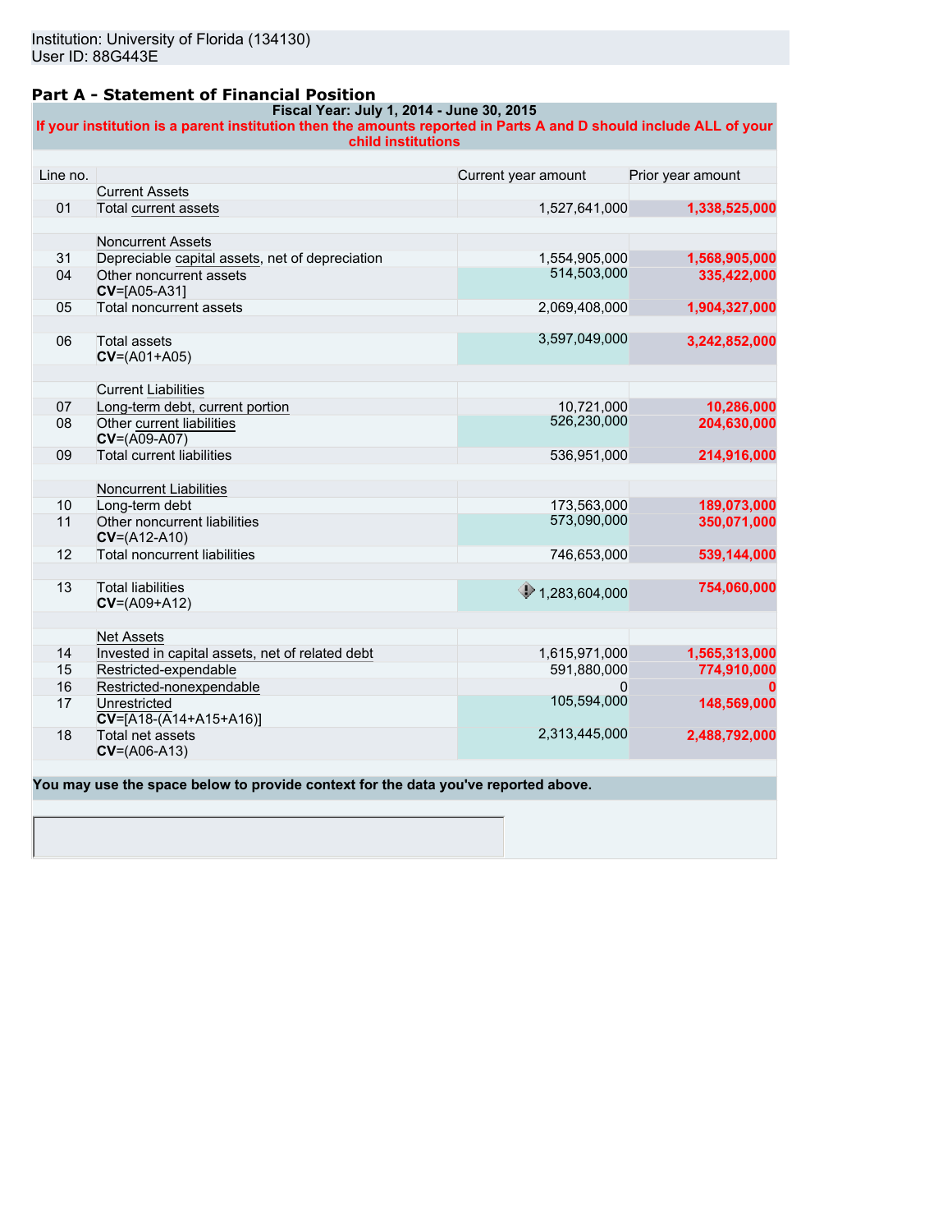Institution: University of Florida (134130)
User ID: 88G443E

## Part A - Statement of Financial Position

**Fiscal Year: July 1, 2014 - June 30, 2015**

**If your institution is a parent institution then the amounts reported in Parts A and D should include ALL of your child institutions**

| Line no. | | Current year amount | Prior year amount |
|---|---|---|---|
| | Current Assets | | |
| 01 | Total current assets | 1,527,641,000 | 1,338,525,000 |
| | Noncurrent Assets | | |
| 31 | Depreciable capital assets, net of depreciation | 1,554,905,000 | 1,568,905,000 |
| 04 | Other noncurrent assets **CV**=[A05-A31] | 514,503,000 | 335,422,000 |
| 05 | Total noncurrent assets | 2,069,408,000 | 1,904,327,000 |
| 06 | Total assets **CV**=(A01+A05) | 3,597,049,000 | 3,242,852,000 |
| | Current Liabilities | | |
| 07 | Long-term debt, current portion | 10,721,000 | 10,286,000 |
| 08 | Other current liabilities **CV**=(A09-A07) | 526,230,000 | 204,630,000 |
| 09 | Total current liabilities | 536,951,000 | 214,916,000 |
| | Noncurrent Liabilities | | |
| 10 | Long-term debt | 173,563,000 | 189,073,000 |
| 11 | Other noncurrent liabilities **CV**=(A12-A10) | 573,090,000 | 350,071,000 |
| 12 | Total noncurrent liabilities | 746,653,000 | 539,144,000 |
| 13 | Total liabilities **CV**=(A09+A12) | 1,283,604,000 | 754,060,000 |
| | Net Assets | | |
| 14 | Invested in capital assets, net of related debt | 1,615,971,000 | 1,565,313,000 |
| 15 | Restricted-expendable | 591,880,000 | 774,910,000 |
| 16 | Restricted-nonexpendable | 0 | 0 |
| 17 | Unrestricted **CV**=[A18-(A14+A15+A16)] | 105,594,000 | 148,569,000 |
| 18 | Total net assets **CV**=(A06-A13) | 2,313,445,000 | 2,488,792,000 |

**You may use the space below to provide context for the data you've reported above.**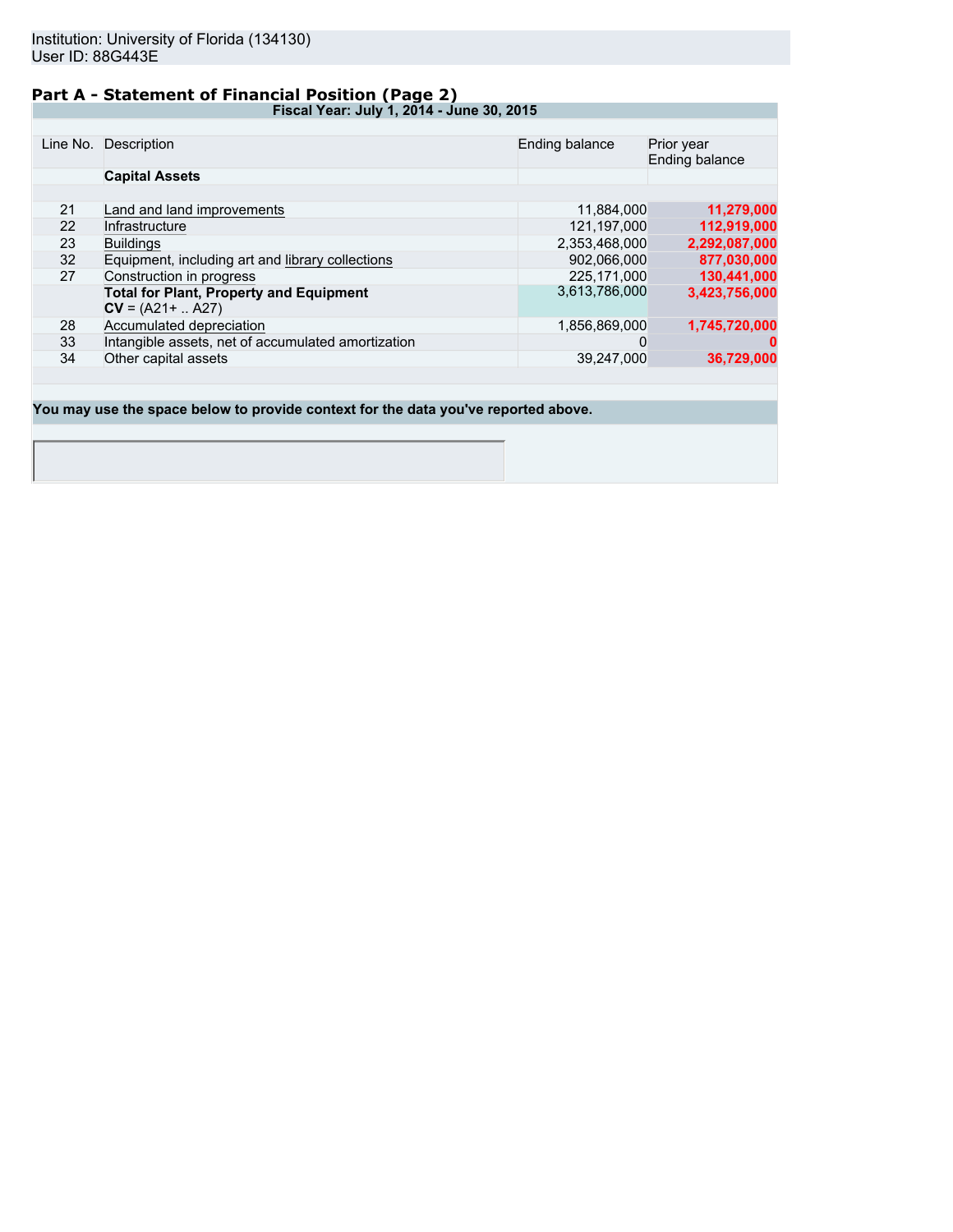Institution: University of Florida (134130)
User ID: 88G443E

## Part A - Statement of Financial Position (Page 2)

**Fiscal Year: July 1, 2014 - June 30, 2015**

| Line No. | Description | Ending balance | Prior year Ending balance |
|---|---|---|---|
| | **Capital Assets** | | |
| 21 | Land and land improvements | 11,884,000 | **11,279,000** |
| 22 | Infrastructure | 121,197,000 | **112,919,000** |
| 23 | Buildings | 2,353,468,000 | **2,292,087,000** |
| 32 | Equipment, including art and library collections | 902,066,000 | **877,030,000** |
| 27 | Construction in progress | 225,171,000 | **130,441,000** |
| | **Total for Plant, Property and Equipment** **CV** = (A21+ .. A27) | 3,613,786,000 | **3,423,756,000** |
| 28 | Accumulated depreciation | 1,856,869,000 | **1,745,720,000** |
| 33 | Intangible assets, net of accumulated amortization | 0 | **0** |
| 34 | Other capital assets | 39,247,000 | **36,729,000** |

**You may use the space below to provide context for the data you've reported above.**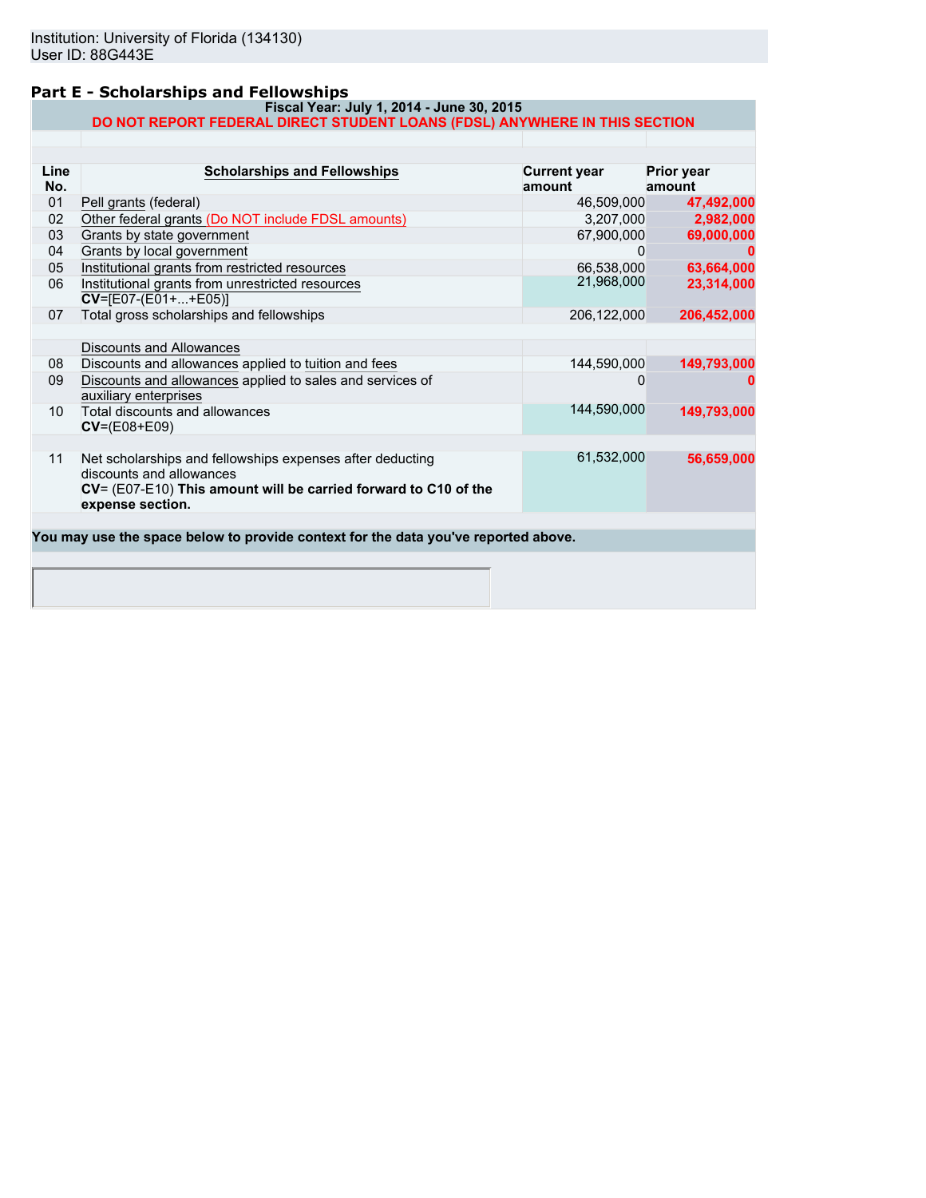Institution: University of Florida (134130)
User ID: 88G443E

## Part E - Scholarships and Fellowships

**Fiscal Year: July 1, 2014 - June 30, 2015**

**DO NOT REPORT FEDERAL DIRECT STUDENT LOANS (FDSL) ANYWHERE IN THIS SECTION**

| Line No. | Scholarships and Fellowships | Current year amount | Prior year amount |
|---|---|---|---|
| 01 | Pell grants (federal) | 46,509,000 | 47,492,000 |
| 02 | Other federal grants (Do NOT include FDSL amounts) | 3,207,000 | 2,982,000 |
| 03 | Grants by state government | 67,900,000 | 69,000,000 |
| 04 | Grants by local government | 0 | 0 |
| 05 | Institutional grants from restricted resources | 66,538,000 | 63,664,000 |
| 06 | Institutional grants from unrestricted resources **CV**=[E07-(E01+...+E05)] | 21,968,000 | 23,314,000 |
| 07 | Total gross scholarships and fellowships | 206,122,000 | 206,452,000 |
| | Discounts and Allowances | | |
| 08 | Discounts and allowances applied to tuition and fees | 144,590,000 | 149,793,000 |
| 09 | Discounts and allowances applied to sales and services of auxiliary enterprises | 0 | 0 |
| 10 | Total discounts and allowances **CV**=(E08+E09) | 144,590,000 | 149,793,000 |
| 11 | Net scholarships and fellowships expenses after deducting discounts and allowances **CV**= (E07-E10) **This amount will be carried forward to C10 of the expense section.** | 61,532,000 | 56,659,000 |

**You may use the space below to provide context for the data you've reported above.**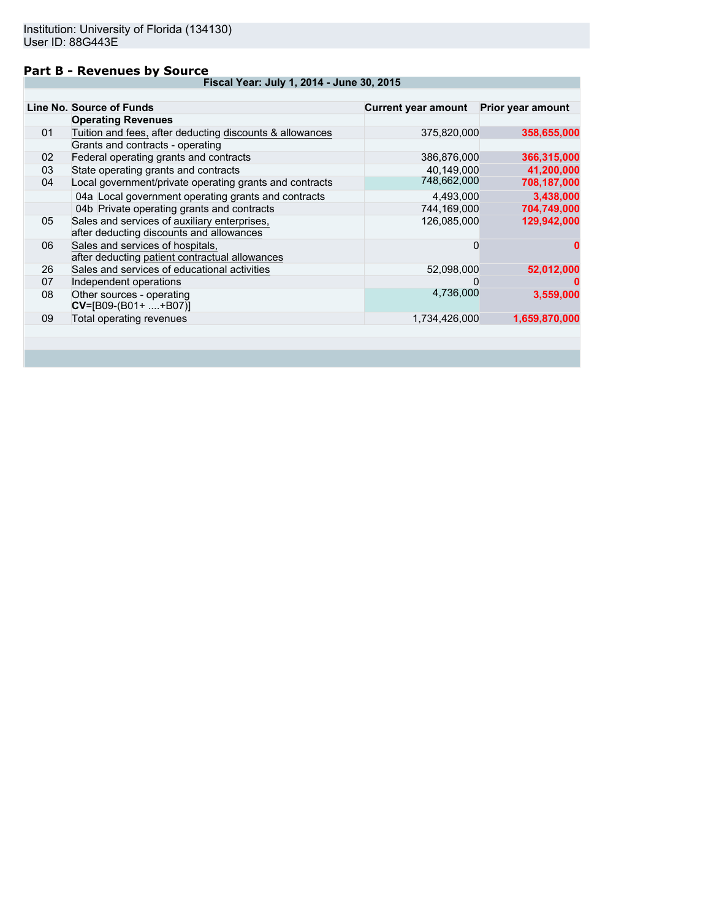Institution: University of Florida (134130)
User ID: 88G443E

## Part B - Revenues by Source

**Fiscal Year: July 1, 2014 - June 30, 2015**

| Line No. | Source of Funds | Current year amount | Prior year amount |
|---|---|---|---|
| | **Operating Revenues** | | |
| 01 | Tuition and fees, after deducting discounts & allowances | 375,820,000 | 358,655,000 |
| | Grants and contracts - operating | | |
| 02 | Federal operating grants and contracts | 386,876,000 | 366,315,000 |
| 03 | State operating grants and contracts | 40,149,000 | 41,200,000 |
| 04 | Local government/private operating grants and contracts | 748,662,000 | 708,187,000 |
| | 04a Local government operating grants and contracts | 4,493,000 | 3,438,000 |
| | 04b Private operating grants and contracts | 744,169,000 | 704,749,000 |
| 05 | Sales and services of auxiliary enterprises, after deducting discounts and allowances | 126,085,000 | 129,942,000 |
| 06 | Sales and services of hospitals, after deducting patient contractual allowances | 0 | 0 |
| 26 | Sales and services of educational activities | 52,098,000 | 52,012,000 |
| 07 | Independent operations | 0 | 0 |
| 08 | Other sources - operating **CV**=[B09-(B01+ ....+B07)] | 4,736,000 | 3,559,000 |
| 09 | Total operating revenues | 1,734,426,000 | 1,659,870,000 |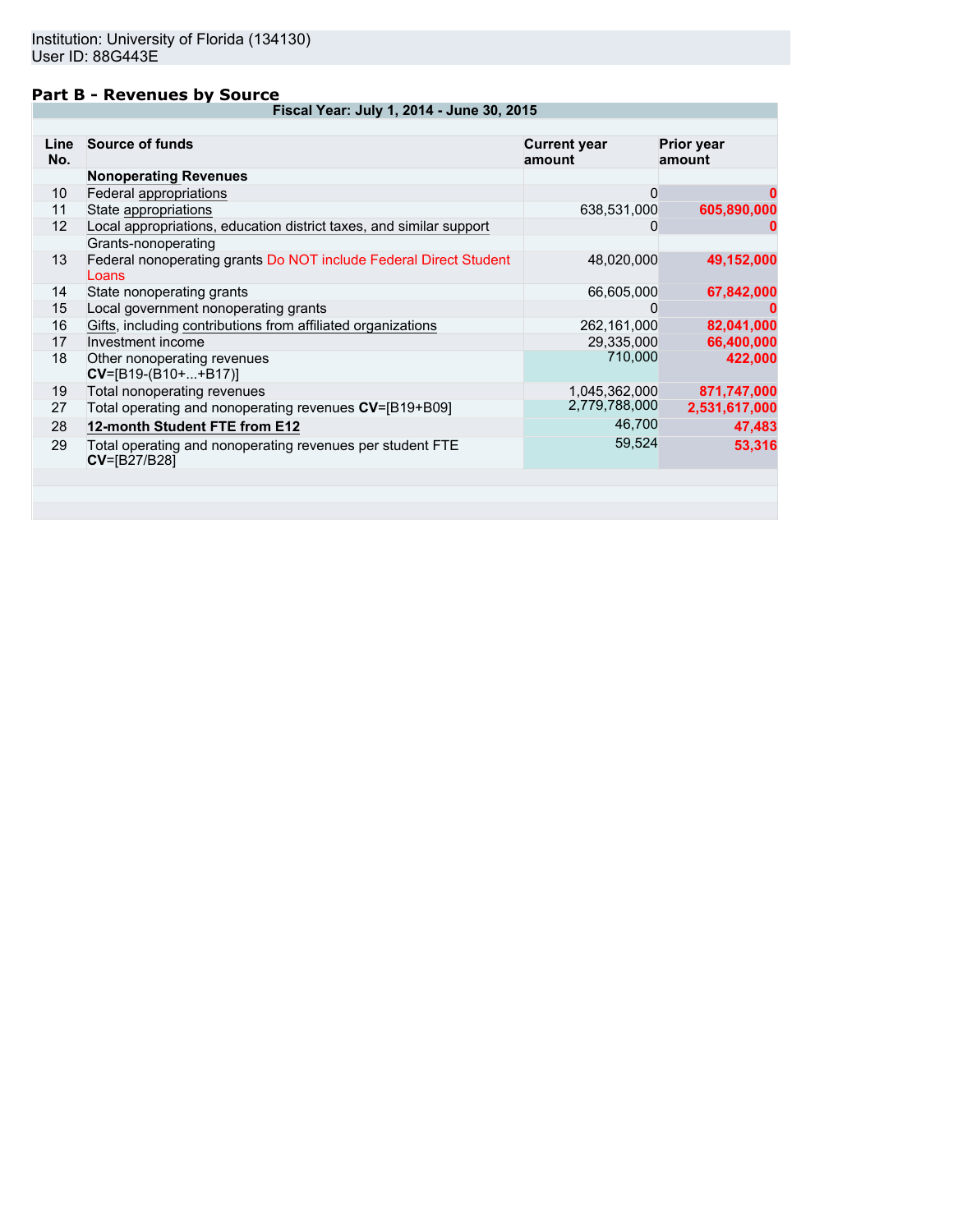Institution: University of Florida (134130)
User ID: 88G443E

## Part B - Revenues by Source

| Fiscal Year: July 1, 2014 - June 30, 2015 | | | |
|---|---|---|---|
| **Line No.** | **Source of funds** | **Current year amount** | **Prior year amount** |
| | **Nonoperating Revenues** | | |
| 10 | Federal appropriations | 0 | 0 |
| 11 | State appropriations | 638,531,000 | 605,890,000 |
| 12 | Local appropriations, education district taxes, and similar support | 0 | 0 |
| | Grants-nonoperating | | |
| 13 | Federal nonoperating grants Do NOT include Federal Direct Student Loans | 48,020,000 | 49,152,000 |
| 14 | State nonoperating grants | 66,605,000 | 67,842,000 |
| 15 | Local government nonoperating grants | 0 | 0 |
| 16 | Gifts, including contributions from affiliated organizations | 262,161,000 | 82,041,000 |
| 17 | Investment income | 29,335,000 | 66,400,000 |
| 18 | Other nonoperating revenues **CV**=[B19-(B10+...+B17)] | 710,000 | 422,000 |
| 19 | Total nonoperating revenues | 1,045,362,000 | 871,747,000 |
| 27 | Total operating and nonoperating revenues **CV**=[B19+B09] | 2,779,788,000 | 2,531,617,000 |
| 28 | **12-month Student FTE from E12** | 46,700 | 47,483 |
| 29 | Total operating and nonoperating revenues per student FTE **CV**=[B27/B28] | 59,524 | 53,316 |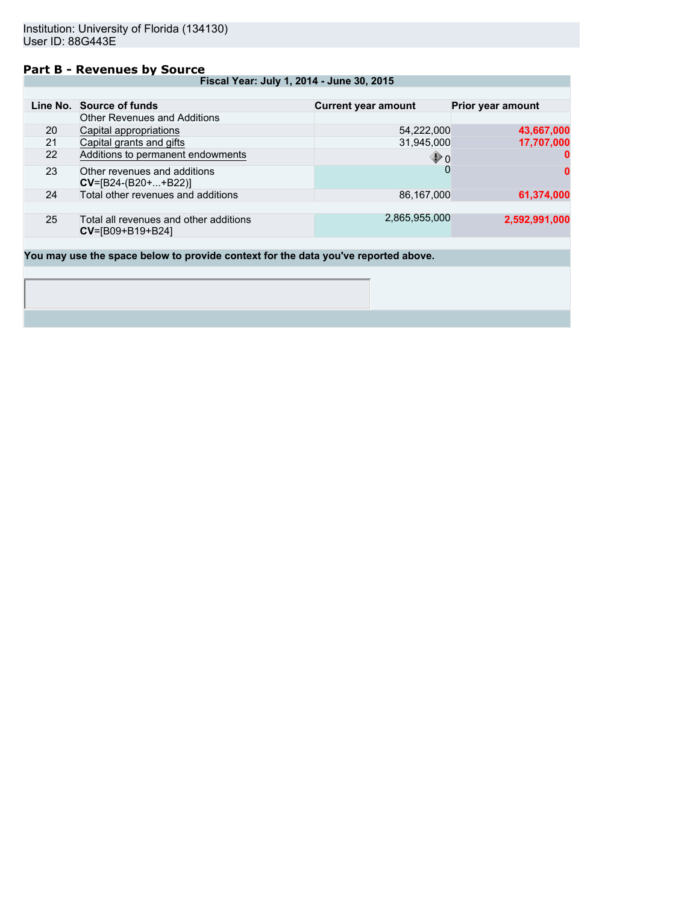Institution: University of Florida (134130)
User ID: 88G443E

## Part B - Revenues by Source

| Fiscal Year: July 1, 2014 - June 30, 2015 | | | |
|---|---|---|---|
| **Line No.** | **Source of funds** | **Current year amount** | **Prior year amount** |
| | Other Revenues and Additions | | |
| 20 | Capital appropriations | 54,222,000 | 43,667,000 |
| 21 | Capital grants and gifts | 31,945,000 | 17,707,000 |
| 22 | Additions to permanent endowments | 0 | 0 |
| 23 | Other revenues and additions **CV**=[B24-(B20+...+B22)] | 0 | 0 |
| 24 | Total other revenues and additions | 86,167,000 | 61,374,000 |
| 25 | Total all revenues and other additions **CV**=[B09+B19+B24] | 2,865,955,000 | 2,592,991,000 |

**You may use the space below to provide context for the data you've reported above.**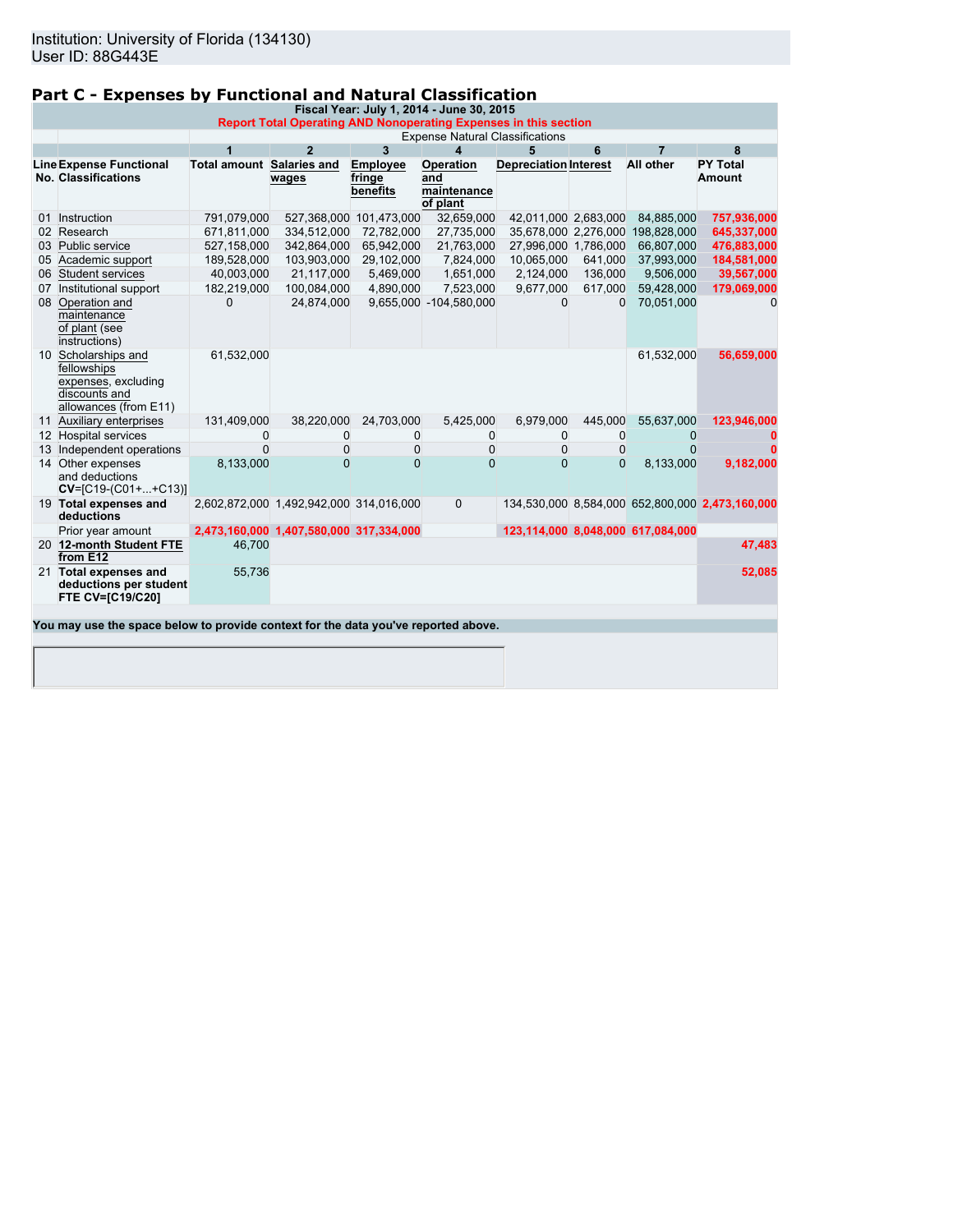Institution: University of Florida (134130)
User ID: 88G443E

## Part C - Expenses by Functional and Natural Classification

**Fiscal Year: July 1, 2014 - June 30, 2015**

**Report Total Operating AND Nonoperating Expenses in this section**

| | | Expense Natural Classifications | | | | | | | |
|---|---|---|---|---|---|---|---|---|---|
| | | 1 | 2 | 3 | 4 | 5 | 6 | 7 | 8 |
| Line No. | Expense Functional Classifications | Total amount | Salaries and wages | Employee fringe benefits | Operation and maintenance of plant | Depreciation | Interest | All other | PY Total Amount |
| 01 | Instruction | 791,079,000 | 527,368,000 | 101,473,000 | 32,659,000 | 42,011,000 | 2,683,000 | 84,885,000 | 757,936,000 |
| 02 | Research | 671,811,000 | 334,512,000 | 72,782,000 | 27,735,000 | 35,678,000 | 2,276,000 | 198,828,000 | 645,337,000 |
| 03 | Public service | 527,158,000 | 342,864,000 | 65,942,000 | 21,763,000 | 27,996,000 | 1,786,000 | 66,807,000 | 476,883,000 |
| 05 | Academic support | 189,528,000 | 103,903,000 | 29,102,000 | 7,824,000 | 10,065,000 | 641,000 | 37,993,000 | 184,581,000 |
| 06 | Student services | 40,003,000 | 21,117,000 | 5,469,000 | 1,651,000 | 2,124,000 | 136,000 | 9,506,000 | 39,567,000 |
| 07 | Institutional support | 182,219,000 | 100,084,000 | 4,890,000 | 7,523,000 | 9,677,000 | 617,000 | 59,428,000 | 179,069,000 |
| 08 | Operation and maintenance of plant (see instructions) | 0 | 24,874,000 | 9,655,000 | -104,580,000 | 0 | 0 | 70,051,000 | 0 |
| 10 | Scholarships and fellowships expenses, excluding discounts and allowances (from E11) | 61,532,000 | | | | | | 61,532,000 | 56,659,000 |
| 11 | Auxiliary enterprises | 131,409,000 | 38,220,000 | 24,703,000 | 5,425,000 | 6,979,000 | 445,000 | 55,637,000 | 123,946,000 |
| 12 | Hospital services | 0 | 0 | 0 | 0 | 0 | 0 | 0 | 0 |
| 13 | Independent operations | 0 | 0 | 0 | 0 | 0 | 0 | 0 | 0 |
| 14 | Other expenses and deductions **CV**=[C19-(C01+...+C13)] | 8,133,000 | 0 | 0 | 0 | 0 | 0 | 8,133,000 | 9,182,000 |
| 19 | **Total expenses and deductions** | 2,602,872,000 | 1,492,942,000 | 314,016,000 | 0 | 134,530,000 | 8,584,000 | 652,800,000 | 2,473,160,000 |
| | Prior year amount | 2,473,160,000 | 1,407,580,000 | 317,334,000 | | 123,114,000 | 8,048,000 | 617,084,000 | |
| 20 | **12-month Student FTE from E12** | 46,700 | | | | | | | 47,483 |
| 21 | **Total expenses and deductions per student FTE CV=[C19/C20]** | 55,736 | | | | | | | 52,085 |

**You may use the space below to provide context for the data you've reported above.**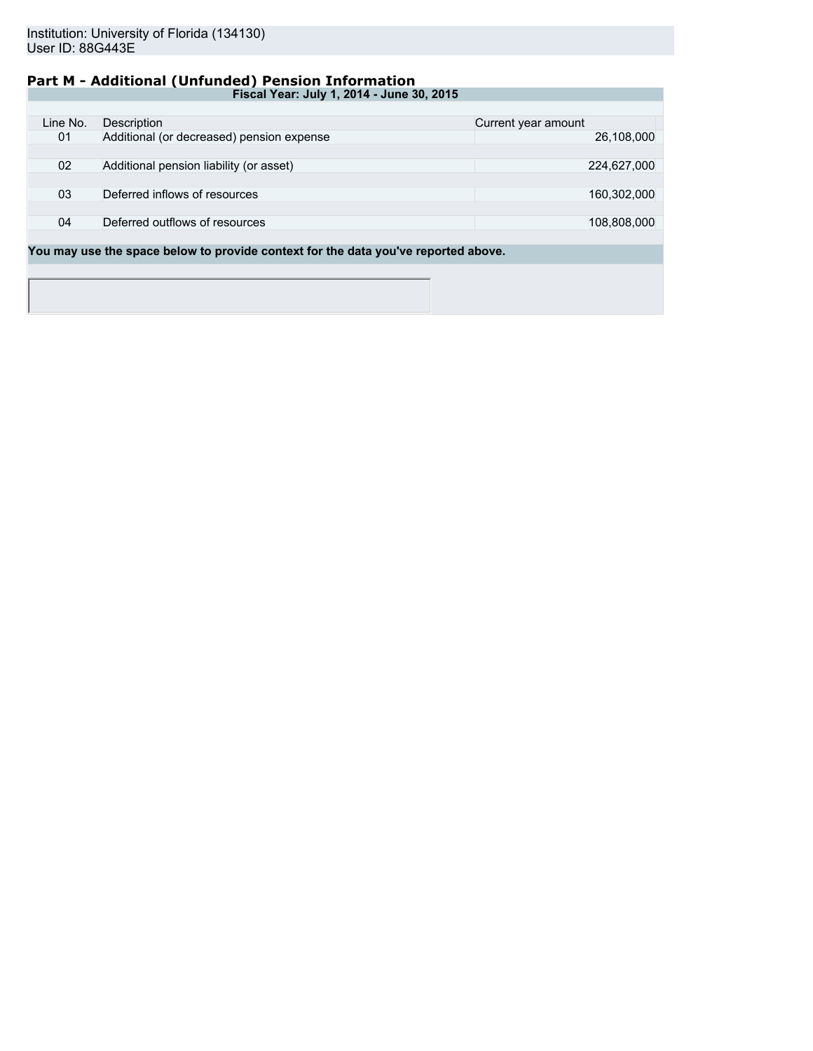Institution: University of Florida (134130)
User ID: 88G443E

## Part M - Additional (Unfunded) Pension Information

| Fiscal Year: July 1, 2014 - June 30, 2015 | | |
|---|---|---|
| Line No. | Description | Current year amount |
| 01 | Additional (or decreased) pension expense | 26,108,000 |
| 02 | Additional pension liability (or asset) | 224,627,000 |
| 03 | Deferred inflows of resources | 160,302,000 |
| 04 | Deferred outflows of resources | 108,808,000 |

**You may use the space below to provide context for the data you've reported above.**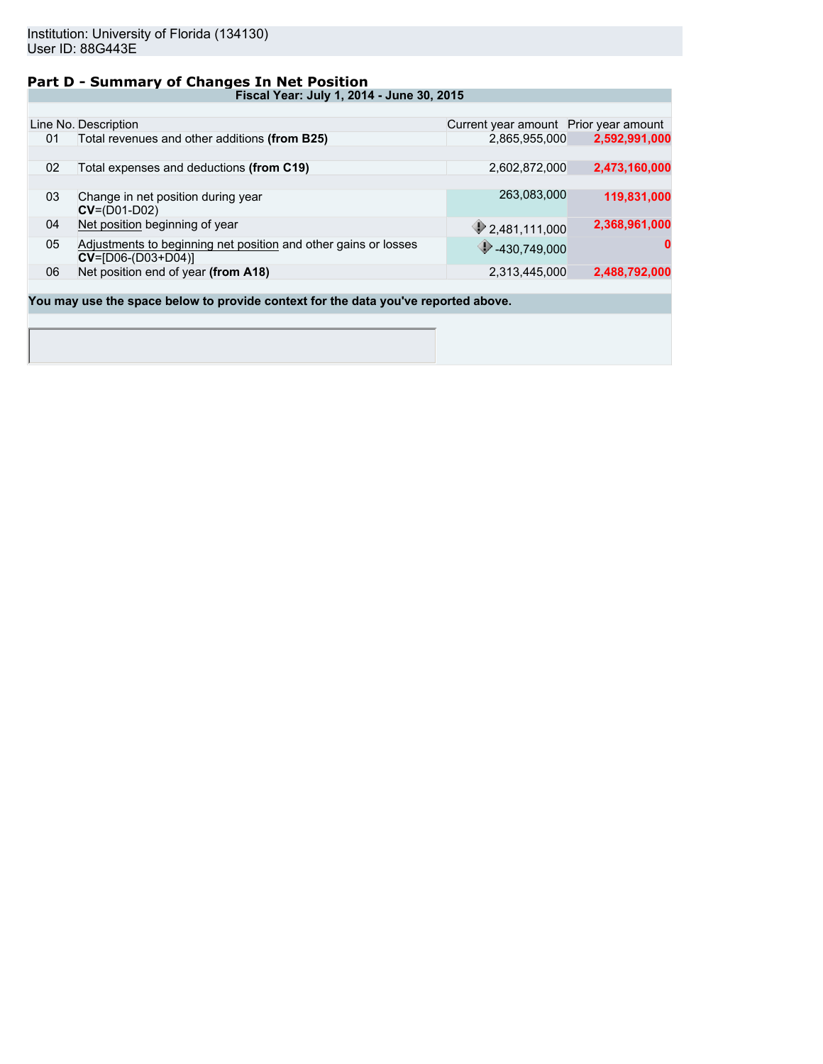Institution: University of Florida (134130)
User ID: 88G443E

## Part D - Summary of Changes In Net Position

**Fiscal Year: July 1, 2014 - June 30, 2015**

| Line No. | Description | Current year amount | Prior year amount |
|---|---|---|---|
| 01 | Total revenues and other additions **(from B25)** | 2,865,955,000 | **2,592,991,000** |
| 02 | Total expenses and deductions **(from C19)** | 2,602,872,000 | **2,473,160,000** |
| 03 | Change in net position during year **CV**=(D01-D02) | 263,083,000 | **119,831,000** |
| 04 | Net position beginning of year | 2,481,111,000 | **2,368,961,000** |
| 05 | Adjustments to beginning net position and other gains or losses **CV**=[D06-(D03+D04)] | -430,749,000 | **0** |
| 06 | Net position end of year **(from A18)** | 2,313,445,000 | **2,488,792,000** |

**You may use the space below to provide context for the data you've reported above.**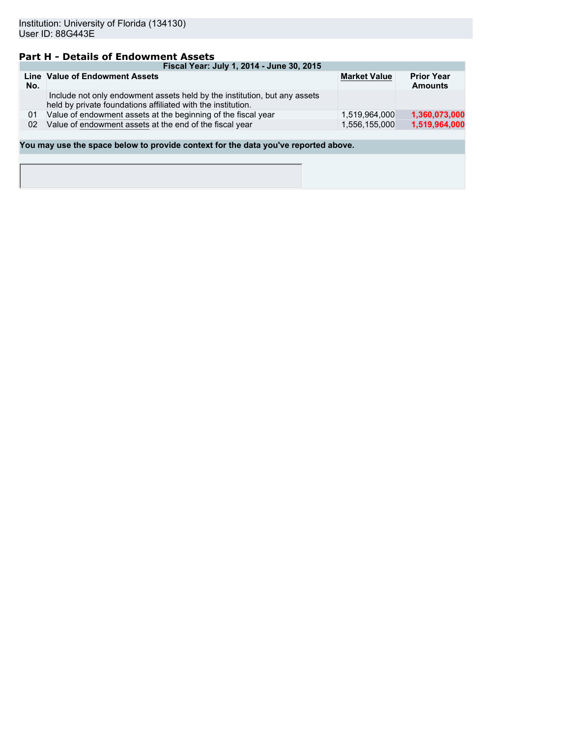Institution: University of Florida (134130)
User ID: 88G443E

## Part H - Details of Endowment Assets

| Fiscal Year: July 1, 2014 - June 30, 2015 | | | |
|---|---|---|---|
| **Line No.** | **Value of Endowment Assets** | **Market Value** | **Prior Year Amounts** |
| | Include not only endowment assets held by the institution, but any assets held by private foundations affiliated with the institution. | | |
| 01 | Value of endowment assets at the beginning of the fiscal year | 1,519,964,000 | **1,360,073,000** |
| 02 | Value of endowment assets at the end of the fiscal year | 1,556,155,000 | **1,519,964,000** |

**You may use the space below to provide context for the data you've reported above.**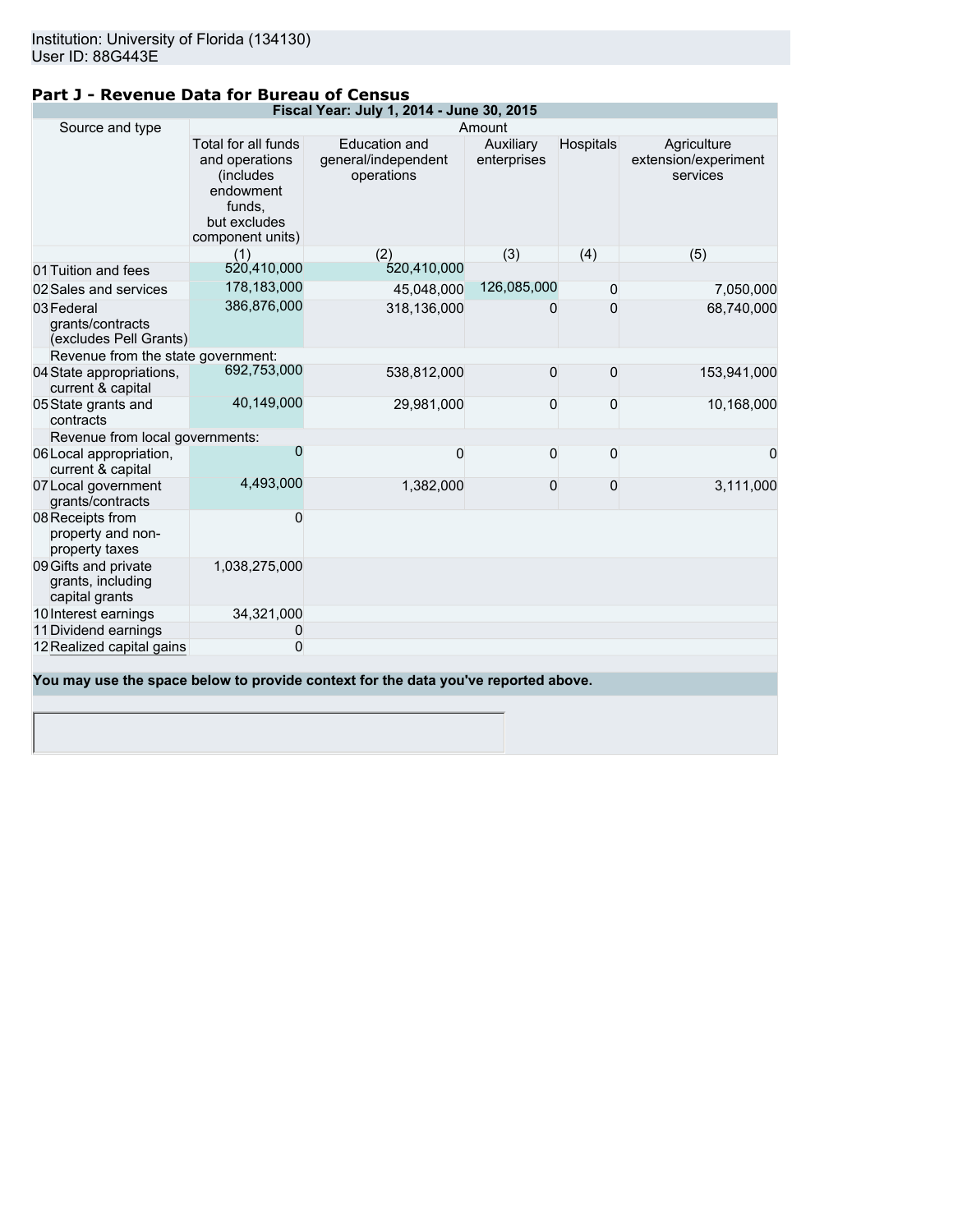Institution: University of Florida (134130)
User ID: 88G443E

## Part J - Revenue Data for Bureau of Census

| Fiscal Year: July 1, 2014 - June 30, 2015 | | | | | |
|---|---|---|---|---|---|
| Source and type | Amount | | | | |
| | Total for all funds and operations (includes endowment funds, but excludes component units) | Education and general/independent operations | Auxiliary enterprises | Hospitals | Agriculture extension/experiment services |
| | (1) | (2) | (3) | (4) | (5) |
| 01 Tuition and fees | 520,410,000 | 520,410,000 | | | |
| 02 Sales and services | 178,183,000 | 45,048,000 | 126,085,000 | 0 | 7,050,000 |
| 03 Federal grants/contracts (excludes Pell Grants) | 386,876,000 | 318,136,000 | 0 | 0 | 68,740,000 |
| Revenue from the state government: | | | | | |
| 04 State appropriations, current & capital | 692,753,000 | 538,812,000 | 0 | 0 | 153,941,000 |
| 05 State grants and contracts | 40,149,000 | 29,981,000 | 0 | 0 | 10,168,000 |
| Revenue from local governments: | | | | | |
| 06 Local appropriation, current & capital | 0 | 0 | 0 | 0 | 0 |
| 07 Local government grants/contracts | 4,493,000 | 1,382,000 | 0 | 0 | 3,111,000 |
| 08 Receipts from property and non-property taxes | 0 | | | | |
| 09 Gifts and private grants, including capital grants | 1,038,275,000 | | | | |
| 10 Interest earnings | 34,321,000 | | | | |
| 11 Dividend earnings | 0 | | | | |
| 12 Realized capital gains | 0 | | | | |

**You may use the space below to provide context for the data you've reported above.**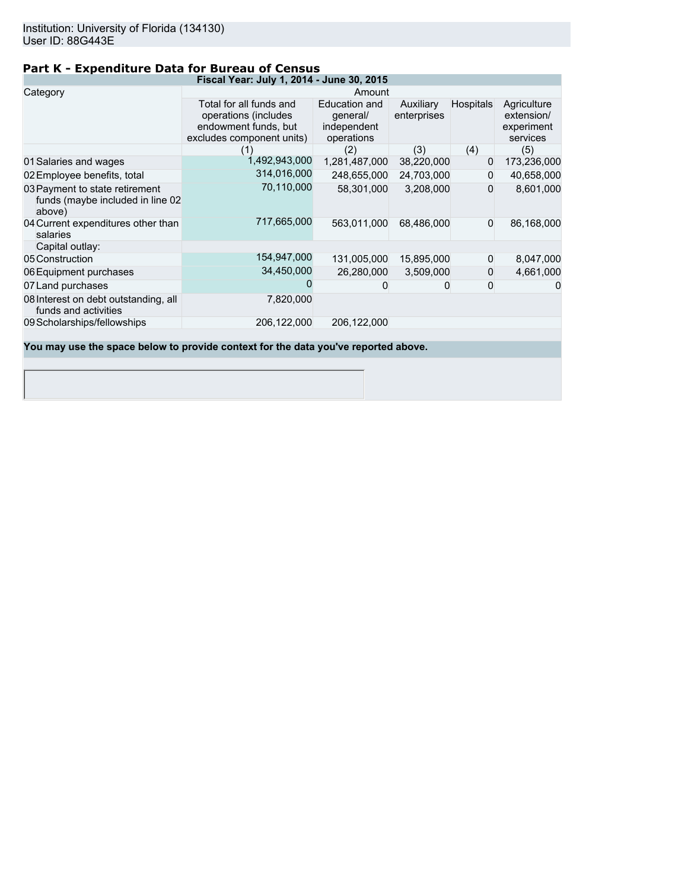Institution: University of Florida (134130)
User ID: 88G443E

## Part K - Expenditure Data for Bureau of Census

| Fiscal Year: July 1, 2014 - June 30, 2015 | | | | | |
|---|---|---|---|---|---|
| Category | Amount | | | | |
| | Total for all funds and operations (includes endowment funds, but excludes component units) | Education and general/ independent operations | Auxiliary enterprises | Hospitals | Agriculture extension/ experiment services |
| | (1) | (2) | (3) | (4) | (5) |
| 01 Salaries and wages | 1,492,943,000 | 1,281,487,000 | 38,220,000 | 0 | 173,236,000 |
| 02 Employee benefits, total | 314,016,000 | 248,655,000 | 24,703,000 | 0 | 40,658,000 |
| 03 Payment to state retirement funds (maybe included in line 02 above) | 70,110,000 | 58,301,000 | 3,208,000 | 0 | 8,601,000 |
| 04 Current expenditures other than salaries | 717,665,000 | 563,011,000 | 68,486,000 | 0 | 86,168,000 |
| Capital outlay: | | | | | |
| 05 Construction | 154,947,000 | 131,005,000 | 15,895,000 | 0 | 8,047,000 |
| 06 Equipment purchases | 34,450,000 | 26,280,000 | 3,509,000 | 0 | 4,661,000 |
| 07 Land purchases | 0 | 0 | 0 | 0 | 0 |
| 08 Interest on debt outstanding, all funds and activities | 7,820,000 | | | | |
| 09 Scholarships/fellowships | 206,122,000 | 206,122,000 | | | |

**You may use the space below to provide context for the data you've reported above.**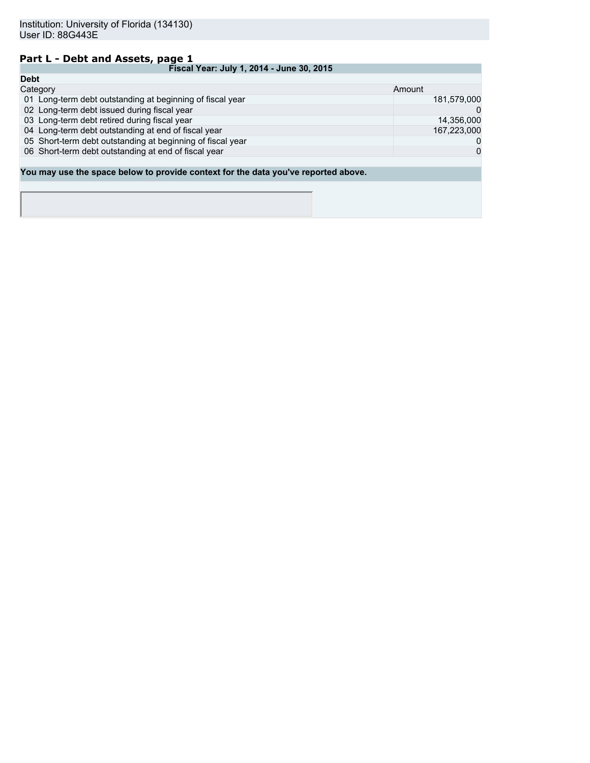Institution: University of Florida (134130)
User ID: 88G443E

## Part L - Debt and Assets, page 1

| Fiscal Year: July 1, 2014 - June 30, 2015 | |
|---|---|
| **Debt** | |
| Category | Amount |
| 01 Long-term debt outstanding at beginning of fiscal year | 181,579,000 |
| 02 Long-term debt issued during fiscal year | 0 |
| 03 Long-term debt retired during fiscal year | 14,356,000 |
| 04 Long-term debt outstanding at end of fiscal year | 167,223,000 |
| 05 Short-term debt outstanding at beginning of fiscal year | 0 |
| 06 Short-term debt outstanding at end of fiscal year | 0 |

**You may use the space below to provide context for the data you've reported above.**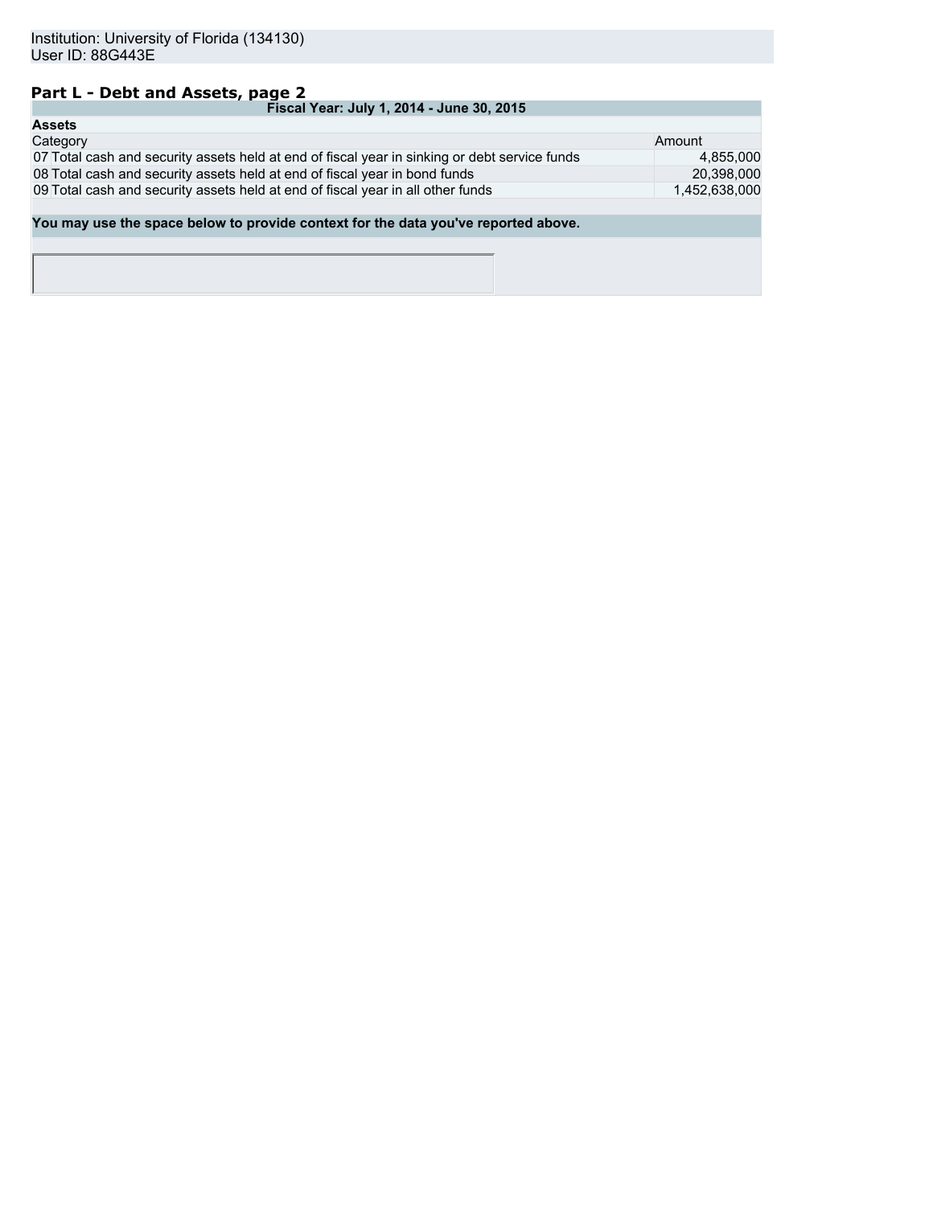Institution: University of Florida (134130)
User ID: 88G443E

## Part L - Debt and Assets, page 2

| Fiscal Year: July 1, 2014 - June 30, 2015 | |
|---|---|
| **Assets** | |
| Category | Amount |
| 07 Total cash and security assets held at end of fiscal year in sinking or debt service funds | 4,855,000 |
| 08 Total cash and security assets held at end of fiscal year in bond funds | 20,398,000 |
| 09 Total cash and security assets held at end of fiscal year in all other funds | 1,452,638,000 |

**You may use the space below to provide context for the data you've reported above.**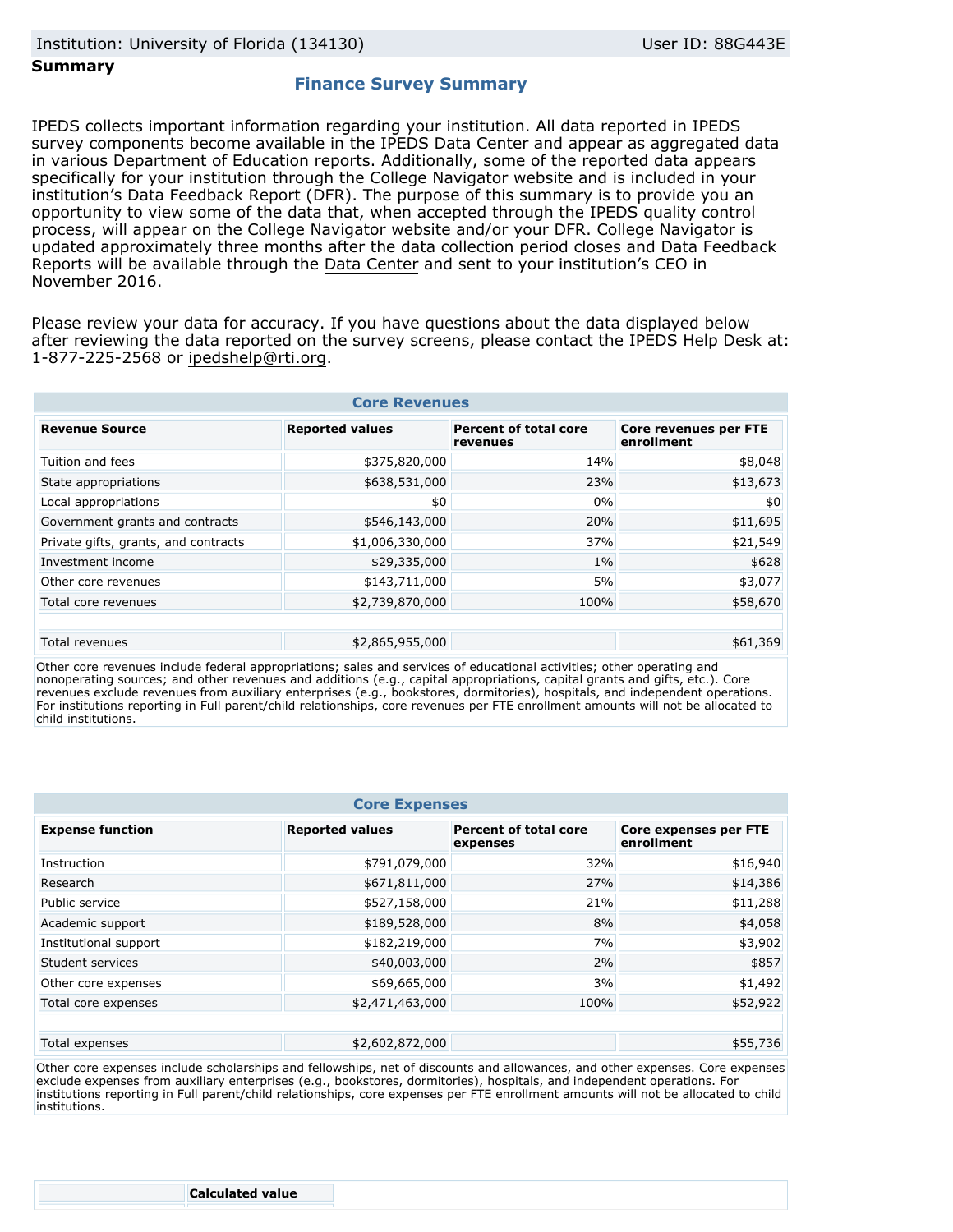Institution: University of Florida (134130) | User ID: 88G443E

**Summary**

## Finance Survey Summary

IPEDS collects important information regarding your institution. All data reported in IPEDS survey components become available in the IPEDS Data Center and appear as aggregated data in various Department of Education reports. Additionally, some of the reported data appears specifically for your institution through the College Navigator website and is included in your institution's Data Feedback Report (DFR). The purpose of this summary is to provide you an opportunity to view some of the data that, when accepted through the IPEDS quality control process, will appear on the College Navigator website and/or your DFR. College Navigator is updated approximately three months after the data collection period closes and Data Feedback Reports will be available through the Data Center and sent to your institution's CEO in November 2016.

Please review your data for accuracy. If you have questions about the data displayed below after reviewing the data reported on the survey screens, please contact the IPEDS Help Desk at: 1-877-225-2568 or ipedshelp@rti.org.

### Core Revenues

| Revenue Source | Reported values | Percent of total core revenues | Core revenues per FTE enrollment |
|---|---|---|---|
| Tuition and fees | $375,820,000 | 14% | $8,048 |
| State appropriations | $638,531,000 | 23% | $13,673 |
| Local appropriations | $0 | 0% | $0 |
| Government grants and contracts | $546,143,000 | 20% | $11,695 |
| Private gifts, grants, and contracts | $1,006,330,000 | 37% | $21,549 |
| Investment income | $29,335,000 | 1% | $628 |
| Other core revenues | $143,711,000 | 5% | $3,077 |
| Total core revenues | $2,739,870,000 | 100% | $58,670 |
| | | | |
| Total revenues | $2,865,955,000 | | $61,369 |

Other core revenues include federal appropriations; sales and services of educational activities; other operating and nonoperating sources; and other revenues and additions (e.g., capital appropriations, capital grants and gifts, etc.). Core revenues exclude revenues from auxiliary enterprises (e.g., bookstores, dormitories), hospitals, and independent operations. For institutions reporting in Full parent/child relationships, core revenues per FTE enrollment amounts will not be allocated to child institutions.

### Core Expenses

| Expense function | Reported values | Percent of total core expenses | Core expenses per FTE enrollment |
|---|---|---|---|
| Instruction | $791,079,000 | 32% | $16,940 |
| Research | $671,811,000 | 27% | $14,386 |
| Public service | $527,158,000 | 21% | $11,288 |
| Academic support | $189,528,000 | 8% | $4,058 |
| Institutional support | $182,219,000 | 7% | $3,902 |
| Student services | $40,003,000 | 2% | $857 |
| Other core expenses | $69,665,000 | 3% | $1,492 |
| Total core expenses | $2,471,463,000 | 100% | $52,922 |
| | | | |
| Total expenses | $2,602,872,000 | | $55,736 |

Other core expenses include scholarships and fellowships, net of discounts and allowances, and other expenses. Core expenses exclude expenses from auxiliary enterprises (e.g., bookstores, dormitories), hospitals, and independent operations. For institutions reporting in Full parent/child relationships, core expenses per FTE enrollment amounts will not be allocated to child institutions.

| | Calculated value |
|---|---|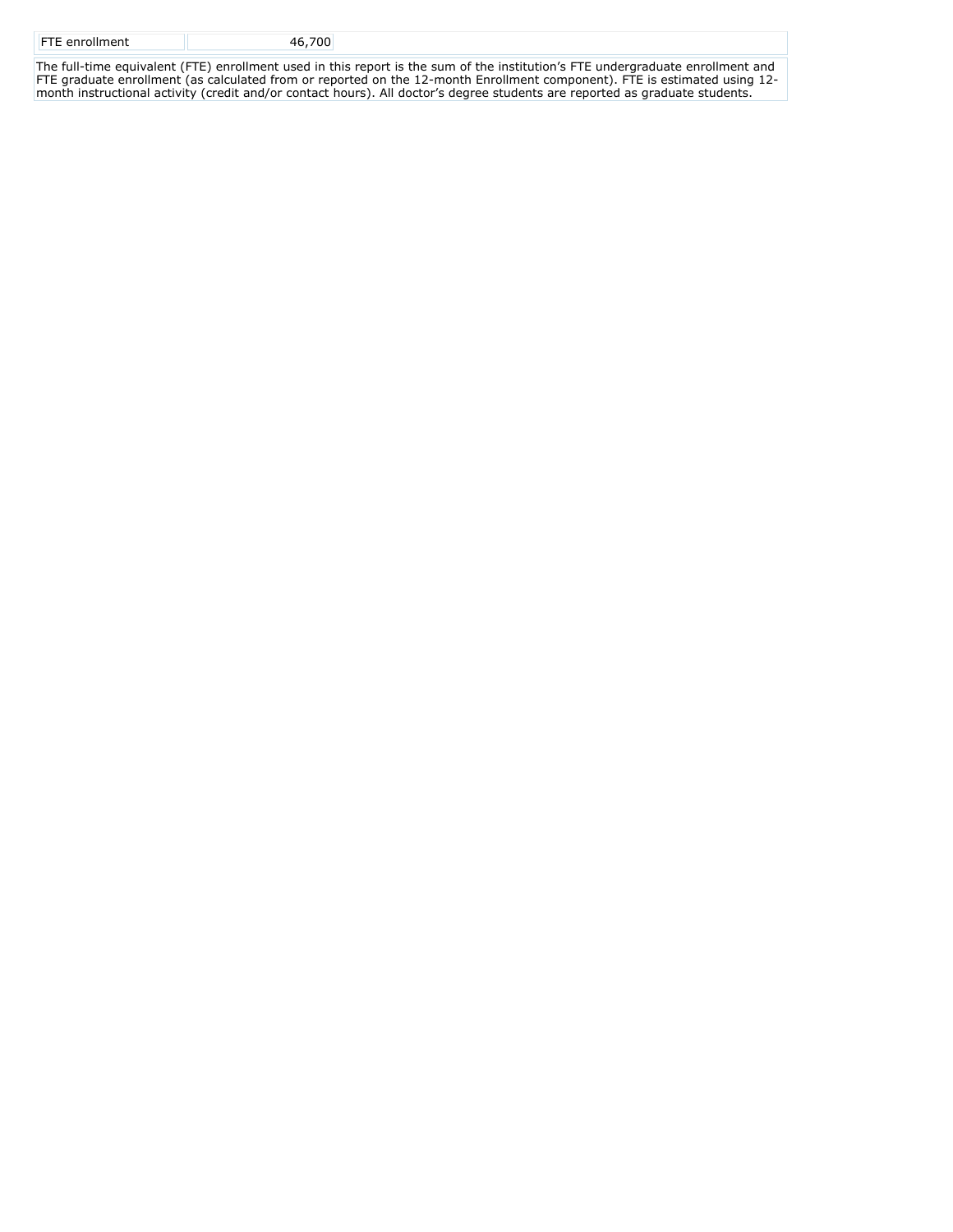| FTE enrollment | 46,700 |
| --- | --- |

The full-time equivalent (FTE) enrollment used in this report is the sum of the institution's FTE undergraduate enrollment and FTE graduate enrollment (as calculated from or reported on the 12-month Enrollment component). FTE is estimated using 12-month instructional activity (credit and/or contact hours). All doctor's degree students are reported as graduate students.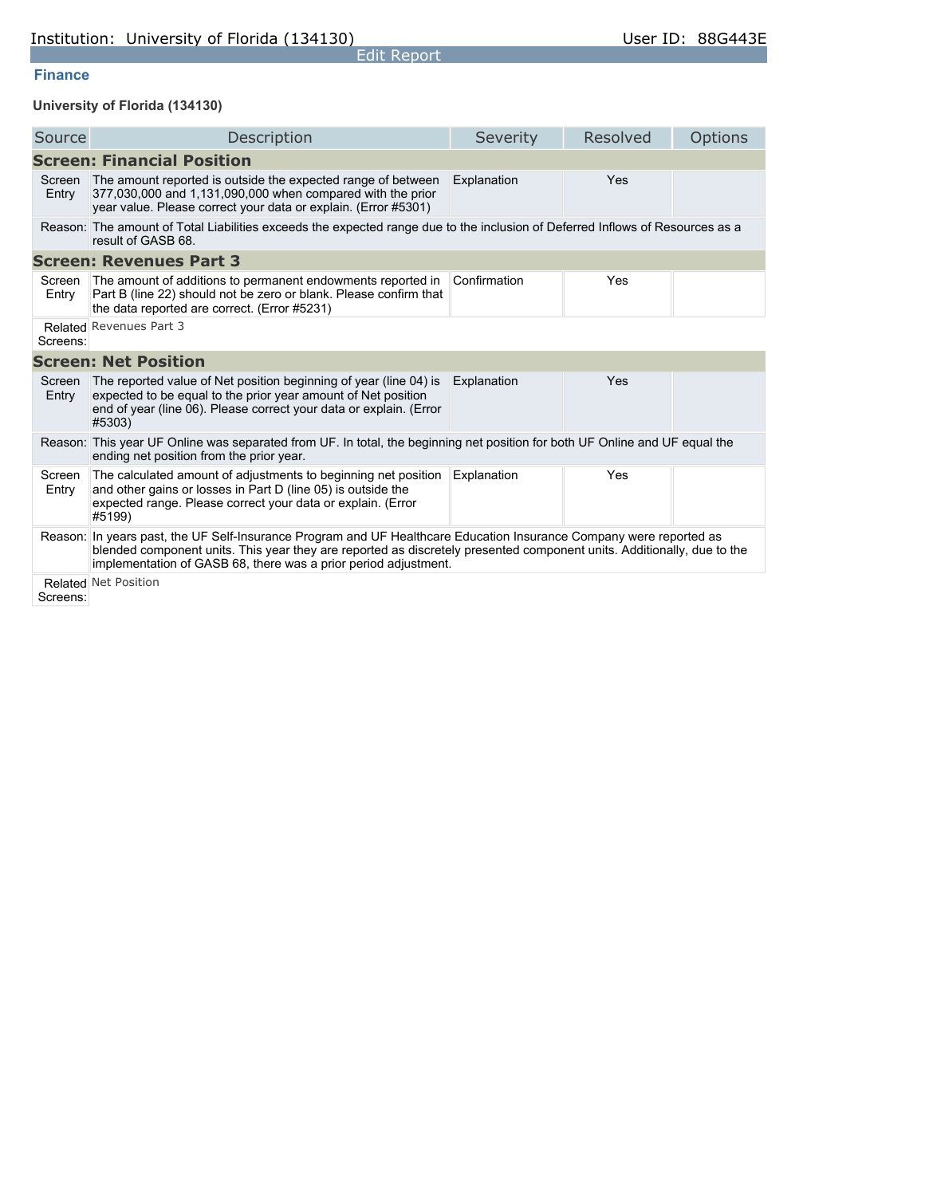Institution: University of Florida (134130) | User ID: 88G443E

Edit Report

## Finance

**University of Florida (134130)**

| Source | Description | Severity | Resolved | Options |
|---|---|---|---|---|
| **Screen: Financial Position** | | | | |
| Screen Entry | The amount reported is outside the expected range of between 377,030,000 and 1,131,090,000 when compared with the prior year value. Please correct your data or explain. (Error #5301) | Explanation | Yes | |
| Reason: | The amount of Total Liabilities exceeds the expected range due to the inclusion of Deferred Inflows of Resources as a result of GASB 68. | | | |
| **Screen: Revenues Part 3** | | | | |
| Screen Entry | The amount of additions to permanent endowments reported in Part B (line 22) should not be zero or blank. Please confirm that the data reported are correct. (Error #5231) | Confirmation | Yes | |
| Related Screens: | Revenues Part 3 | | | |
| **Screen: Net Position** | | | | |
| Screen Entry | The reported value of Net position beginning of year (line 04) is expected to be equal to the prior year amount of Net position end of year (line 06). Please correct your data or explain. (Error #5303) | Explanation | Yes | |
| Reason: | This year UF Online was separated from UF. In total, the beginning net position for both UF Online and UF equal the ending net position from the prior year. | | | |
| Screen Entry | The calculated amount of adjustments to beginning net position and other gains or losses in Part D (line 05) is outside the expected range. Please correct your data or explain. (Error #5199) | Explanation | Yes | |
| Reason: | In years past, the UF Self-Insurance Program and UF Healthcare Education Insurance Company were reported as blended component units. This year they are reported as discretely presented component units. Additionally, due to the implementation of GASB 68, there was a prior period adjustment. | | | |
| Related Screens: | Net Position | | | |